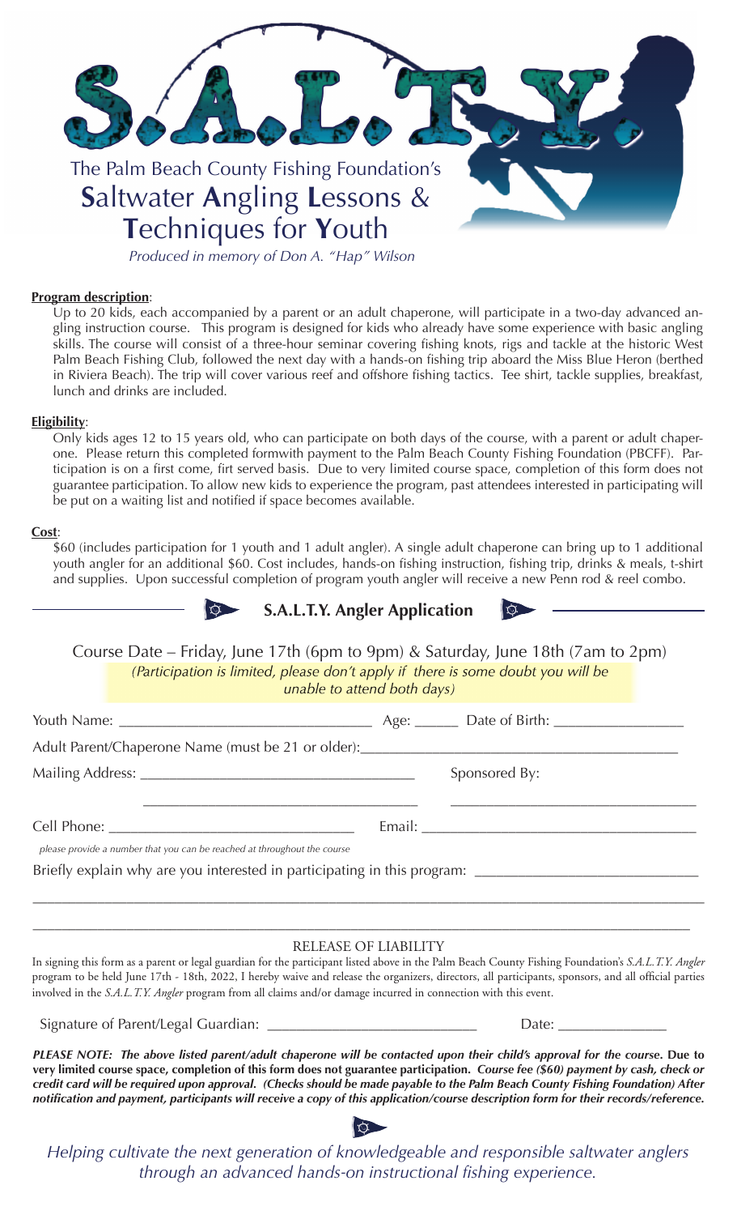# S.A.L.T.Y.

The Palm Beach County Fishing Foundation's
**S**altwater **A**ngling **L**essons & **T**echniques for **Y**outh

*Produced in memory of Don A. "Hap" Wilson*

**Program description**:

Up to 20 kids, each accompanied by a parent or an adult chaperone, will participate in a two-day advanced angling instruction course. This program is designed for kids who already have some experience with basic angling skills. The course will consist of a three-hour seminar covering fishing knots, rigs and tackle at the historic West Palm Beach Fishing Club, followed the next day with a hands-on fishing trip aboard the Miss Blue Heron (berthed in Riviera Beach). The trip will cover various reef and offshore fishing tactics. Tee shirt, tackle supplies, breakfast, lunch and drinks are included.

**Eligibility**:

Only kids ages 12 to 15 years old, who can participate on both days of the course, with a parent or adult chaperone. Please return this completed formwith payment to the Palm Beach County Fishing Foundation (PBCFF). Participation is on a first come, firt served basis. Due to very limited course space, completion of this form does not guarantee participation. To allow new kids to experience the program, past attendees interested in participating will be put on a waiting list and notified if space becomes available.

**Cost**:

$60 (includes participation for 1 youth and 1 adult angler). A single adult chaperone can bring up to 1 additional youth angler for an additional $60. Cost includes, hands-on fishing instruction, fishing trip, drinks & meals, t-shirt and supplies. Upon successful completion of program youth angler will receive a new Penn rod & reel combo.

## S.A.L.T.Y. Angler Application

Course Date – Friday, June 17th (6pm to 9pm) & Saturday, June 18th (7am to 2pm)

*(Participation is limited, please don't apply if there is some doubt you will be unable to attend both days)*

Youth Name: ______________________________ Age: ______ Date of Birth: ________________

Adult Parent/Chaperone Name (must be 21 or older):________________________________________

Mailing Address: ________________________________ Sponsored By:

________________________________ ________________________________

Cell Phone: ______________________________ Email: ________________________________

*please provide a number that you can be reached at throughout the course*

Briefly explain why are you interested in participating in this program: ____________________________

________________________________________________________________________________

________________________________________________________________________________

RELEASE OF LIABILITY

In signing this form as a parent or legal guardian for the participant listed above in the Palm Beach County Fishing Foundation's *S.A.L.T.Y. Angler* program to be held June 17th - 18th, 2022, I hereby waive and release the organizers, directors, all participants, sponsors, and all official parties involved in the *S.A.L.T.Y. Angler* program from all claims and/or damage incurred in connection with this event.

Signature of Parent/Legal Guardian: ___________________________ Date: ______________

***PLEASE NOTE: The above listed parent/adult chaperone will be contacted upon their child's approval for the course.*** **Due to very limited course space, completion of this form does not guarantee participation.** ***Course fee ($60) payment by cash, check or credit card will be required upon approval. (Checks should be made payable to the Palm Beach County Fishing Foundation) After notification and payment, participants will receive a copy of this application/course description form for their records/reference.***

*Helping cultivate the next generation of knowledgeable and responsible saltwater anglers through an advanced hands-on instructional fishing experience.*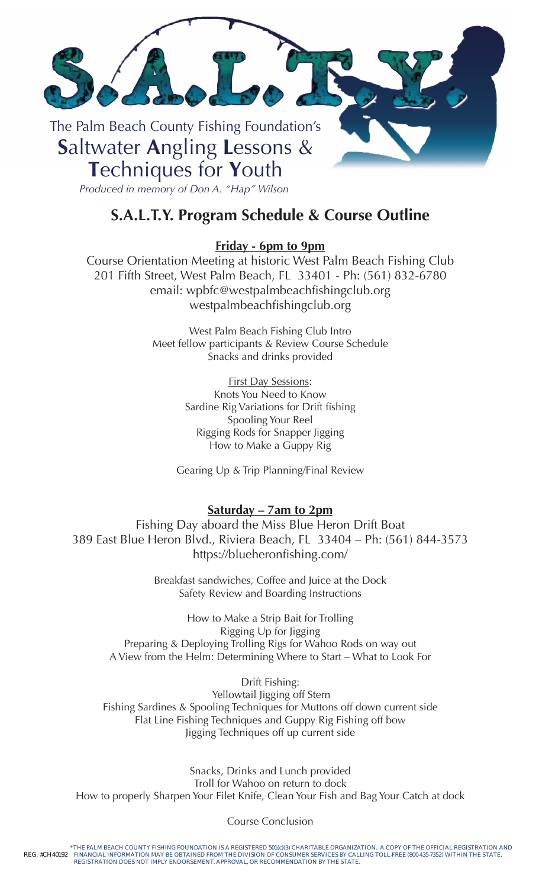# S.A.L.T.Y.

The Palm Beach County Fishing Foundation's
**S**altwater **A**ngling **L**essons & **T**echniques for **Y**outh

*Produced in memory of Don A. "Hap" Wilson*

## S.A.L.T.Y. Program Schedule & Course Outline

**Friday - 6pm to 9pm**

Course Orientation Meeting at historic West Palm Beach Fishing Club
201 Fifth Street, West Palm Beach, FL 33401 - Ph: (561) 832-6780
email: wpbfc@westpalmbeachfishingclub.org
westpalmbeachfishingclub.org

West Palm Beach Fishing Club Intro
Meet fellow participants & Review Course Schedule
Snacks and drinks provided

First Day Sessions:
Knots You Need to Know
Sardine Rig Variations for Drift fishing
Spooling Your Reel
Rigging Rods for Snapper Jigging
How to Make a Guppy Rig

Gearing Up & Trip Planning/Final Review

**Saturday – 7am to 2pm**

Fishing Day aboard the Miss Blue Heron Drift Boat
389 East Blue Heron Blvd., Riviera Beach, FL 33404 – Ph: (561) 844-3573
https://blueheronfishing.com/

Breakfast sandwiches, Coffee and Juice at the Dock
Safety Review and Boarding Instructions

How to Make a Strip Bait for Trolling
Rigging Up for Jigging
Preparing & Deploying Trolling Rigs for Wahoo Rods on way out
A View from the Helm: Determining Where to Start – What to Look For

Drift Fishing:
Yellowtail Jigging off Stern
Fishing Sardines & Spooling Techniques for Muttons off down current side
Flat Line Fishing Techniques and Guppy Rig Fishing off bow
Jigging Techniques off up current side

Snacks, Drinks and Lunch provided
Troll for Wahoo on return to dock
How to properly Sharpen Your Filet Knife, Clean Your Fish and Bag Your Catch at dock

Course Conclusion

REG. #CH40192 *THE PALM BEACH COUNTY FISHING FOUNDATION IS A REGISTERED 501(c)(3) CHARITABLE ORGANIZATION. A COPY OF THE OFFICIAL REGISTRATION AND FINANCIAL INFORMATION MAY BE OBTAINED FROM THE DIVISION OF CONSUMER SERVICES BY CALLING TOLL-FREE (800-435-7352) WITHIN THE STATE. REGISTRATION DOES NOT IMPLY ENDORSEMENT, APPROVAL, OR RECOMMENDATION BY THE STATE.